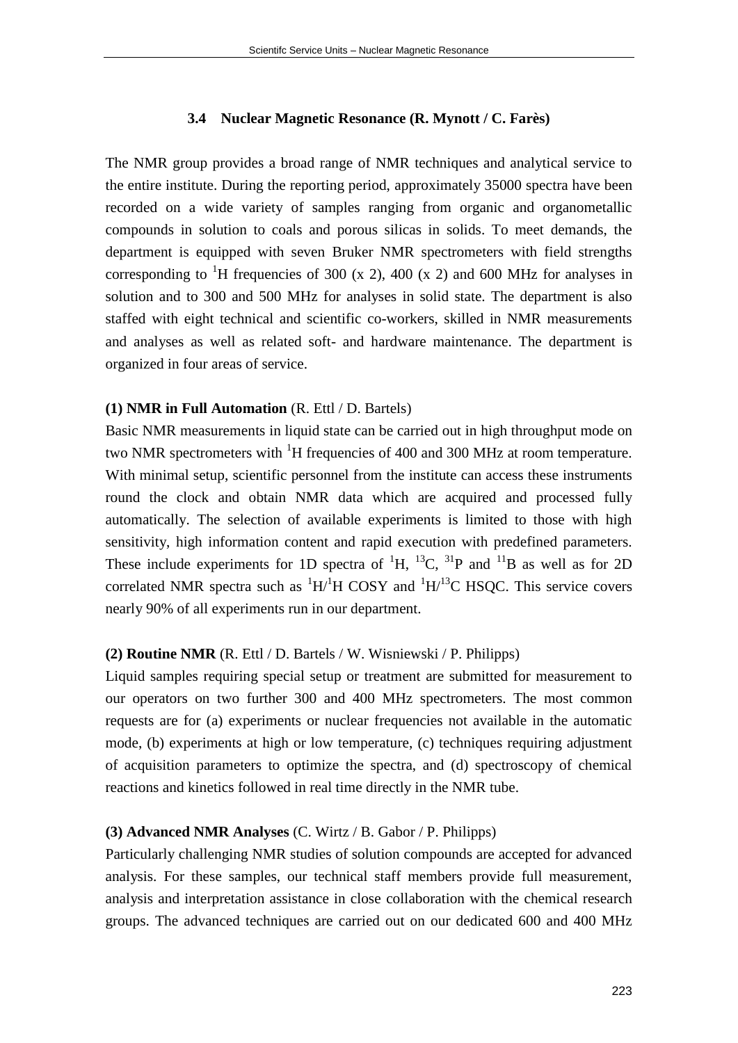### 3.4 Nuclear Magnetic Resonance (R. Mynott / C. Farès)

The NMR group provides a broad range of NMR techniques and analytical service to the entire institute. During the reporting period, approximately 35000 spectra have been recorded on a wide variety of samples ranging from organic and organometallic compounds in solution to coals and porous silicas in solids. To meet demands, the department is equipped with seven Bruker NMR spectrometers with field strengths corresponding to $^{1}H$ frequencies of 300 (x 2), 400 (x 2) and 600 MHz for analyses in solution and to 300 and 500 MHz for analyses in solid state. The department is also staffed with eight technical and scientific co-workers, skilled in NMR measurements and analyses as well as related soft- and hardware maintenance. The department is organized in four areas of service.

**(1) NMR in Full Automation** (R. Ettl / D. Bartels)

Basic NMR measurements in liquid state can be carried out in high throughput mode on two NMR spectrometers with $^{1}H$ frequencies of 400 and 300 MHz at room temperature. With minimal setup, scientific personnel from the institute can access these instruments round the clock and obtain NMR data which are acquired and processed fully automatically. The selection of available experiments is limited to those with high sensitivity, high information content and rapid execution with predefined parameters. These include experiments for 1D spectra of $^{1}H$, $^{13}C$, $^{31}P$ and $^{11}B$ as well as for 2D correlated NMR spectra such as $^{1}H/^{1}H$ COSY and $^{1}H/^{13}C$ HSQC. This service covers nearly 90% of all experiments run in our department.

**(2) Routine NMR** (R. Ettl / D. Bartels / W. Wisniewski / P. Philipps)

Liquid samples requiring special setup or treatment are submitted for measurement to our operators on two further 300 and 400 MHz spectrometers. The most common requests are for (a) experiments or nuclear frequencies not available in the automatic mode, (b) experiments at high or low temperature, (c) techniques requiring adjustment of acquisition parameters to optimize the spectra, and (d) spectroscopy of chemical reactions and kinetics followed in real time directly in the NMR tube.

**(3) Advanced NMR Analyses** (C. Wirtz / B. Gabor / P. Philipps)

Particularly challenging NMR studies of solution compounds are accepted for advanced analysis. For these samples, our technical staff members provide full measurement, analysis and interpretation assistance in close collaboration with the chemical research groups. The advanced techniques are carried out on our dedicated 600 and 400 MHz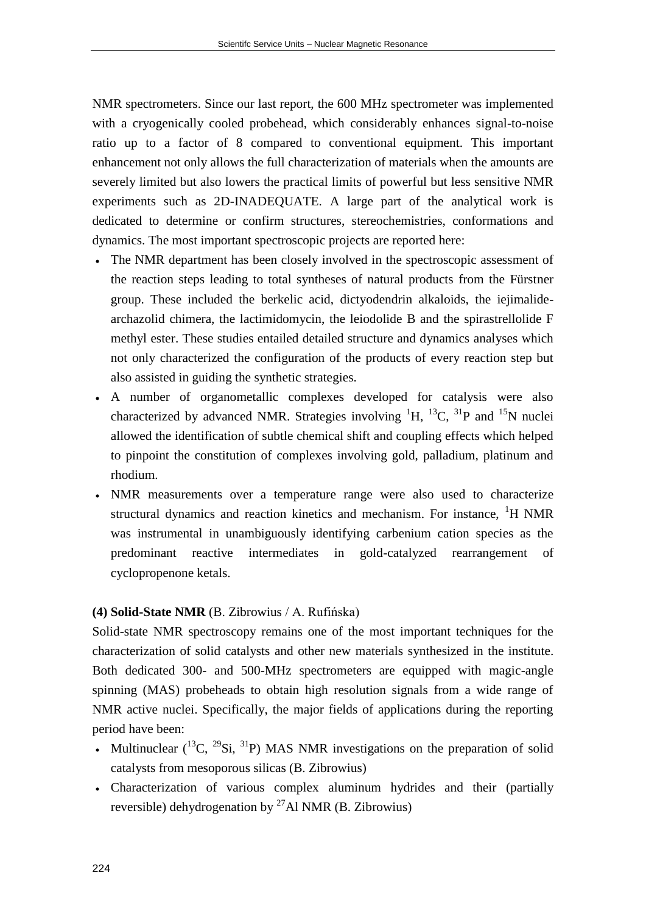NMR spectrometers. Since our last report, the 600 MHz spectrometer was implemented with a cryogenically cooled probehead, which considerably enhances signal-to-noise ratio up to a factor of 8 compared to conventional equipment. This important enhancement not only allows the full characterization of materials when the amounts are severely limited but also lowers the practical limits of powerful but less sensitive NMR experiments such as 2D-INADEQUATE. A large part of the analytical work is dedicated to determine or confirm structures, stereochemistries, conformations and dynamics. The most important spectroscopic projects are reported here:

- The NMR department has been closely involved in the spectroscopic assessment of the reaction steps leading to total syntheses of natural products from the Fürstner group. These included the berkelic acid, dictyodendrin alkaloids, the iejimalide-archazolid chimera, the lactimidomycin, the leiodolide B and the spirastrellolide F methyl ester. These studies entailed detailed structure and dynamics analyses which not only characterized the configuration of the products of every reaction step but also assisted in guiding the synthetic strategies.
- A number of organometallic complexes developed for catalysis were also characterized by advanced NMR. Strategies involving $^{1}H$, $^{13}C$, $^{31}P$ and $^{15}N$ nuclei allowed the identification of subtle chemical shift and coupling effects which helped to pinpoint the constitution of complexes involving gold, palladium, platinum and rhodium.
- NMR measurements over a temperature range were also used to characterize structural dynamics and reaction kinetics and mechanism. For instance, $^{1}H$ NMR was instrumental in unambiguously identifying carbenium cation species as the predominant reactive intermediates in gold-catalyzed rearrangement of cyclopropenone ketals.

**(4) Solid-State NMR** (B. Zibrowius / A. Rufińska)

Solid-state NMR spectroscopy remains one of the most important techniques for the characterization of solid catalysts and other new materials synthesized in the institute. Both dedicated 300- and 500-MHz spectrometers are equipped with magic-angle spinning (MAS) probeheads to obtain high resolution signals from a wide range of NMR active nuclei. Specifically, the major fields of applications during the reporting period have been:

- Multinuclear ($^{13}C$, $^{29}Si$, $^{31}P$) MAS NMR investigations on the preparation of solid catalysts from mesoporous silicas (B. Zibrowius)
- Characterization of various complex aluminum hydrides and their (partially reversible) dehydrogenation by $^{27}Al$ NMR (B. Zibrowius)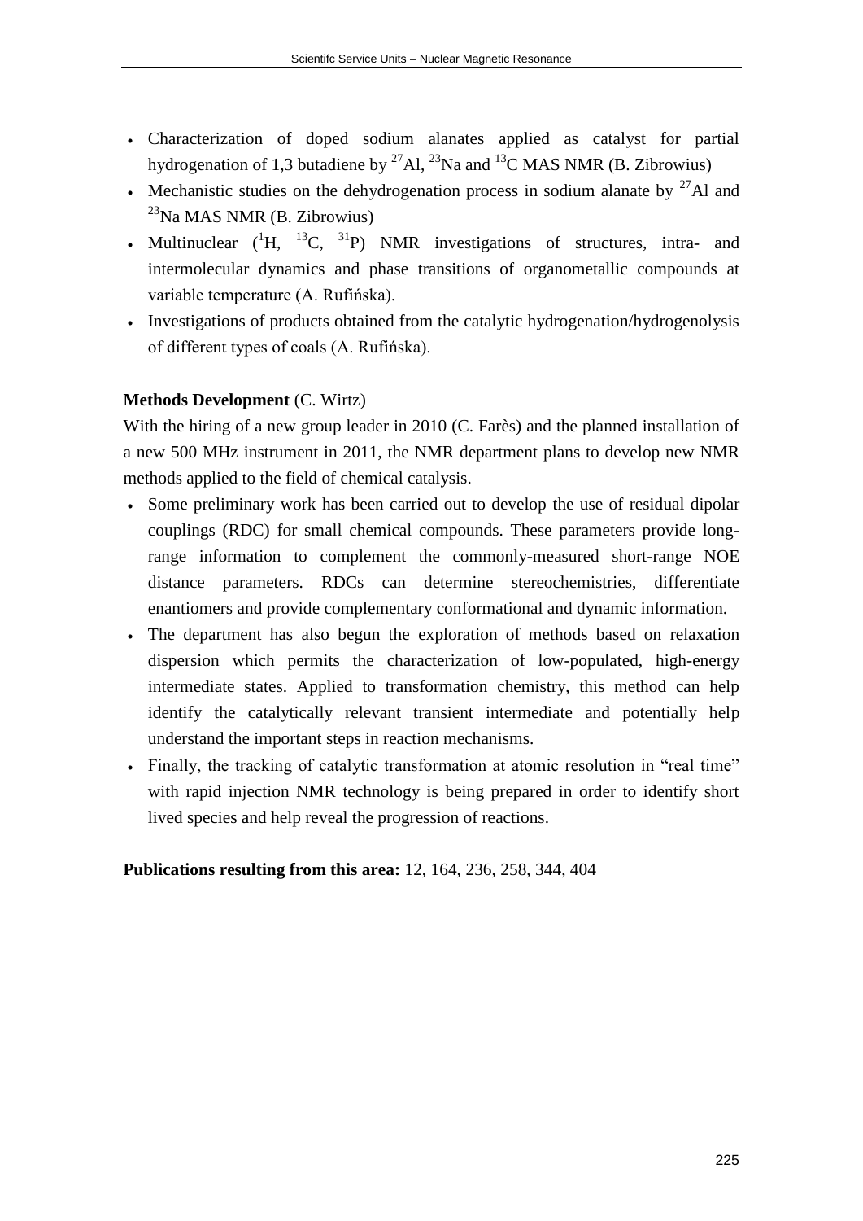- Characterization of doped sodium alanates applied as catalyst for partial hydrogenation of 1,3 butadiene by $^{27}$Al, $^{23}$Na and $^{13}$C MAS NMR (B. Zibrowius)
- Mechanistic studies on the dehydrogenation process in sodium alanate by $^{27}$Al and $^{23}$Na MAS NMR (B. Zibrowius)
- Multinuclear ($^{1}$H, $^{13}$C, $^{31}$P) NMR investigations of structures, intra- and intermolecular dynamics and phase transitions of organometallic compounds at variable temperature (A. Rufińska).
- Investigations of products obtained from the catalytic hydrogenation/hydrogenolysis of different types of coals (A. Rufińska).

**Methods Development** (C. Wirtz)

With the hiring of a new group leader in 2010 (C. Farès) and the planned installation of a new 500 MHz instrument in 2011, the NMR department plans to develop new NMR methods applied to the field of chemical catalysis.

- Some preliminary work has been carried out to develop the use of residual dipolar couplings (RDC) for small chemical compounds. These parameters provide long-range information to complement the commonly-measured short-range NOE distance parameters. RDCs can determine stereochemistries, differentiate enantiomers and provide complementary conformational and dynamic information.
- The department has also begun the exploration of methods based on relaxation dispersion which permits the characterization of low-populated, high-energy intermediate states. Applied to transformation chemistry, this method can help identify the catalytically relevant transient intermediate and potentially help understand the important steps in reaction mechanisms.
- Finally, the tracking of catalytic transformation at atomic resolution in "real time" with rapid injection NMR technology is being prepared in order to identify short lived species and help reveal the progression of reactions.

**Publications resulting from this area:** 12, 164, 236, 258, 344, 404